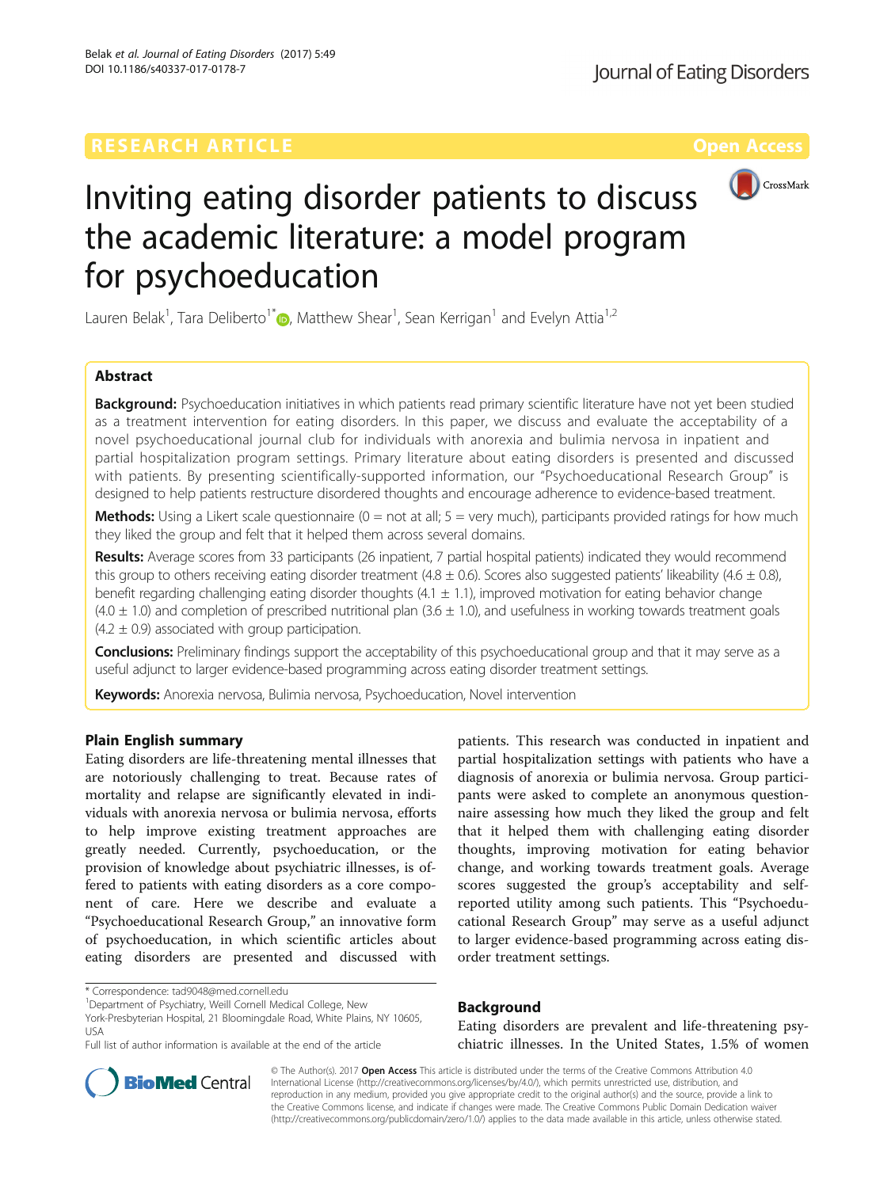RESEARCH ARTICLE

Open Access

# Inviting eating disorder patients to discuss the academic literature: a model program for psychoeducation

Lauren Belak[1], Tara Deliberto[1*], Matthew Shear[1], Sean Kerrigan[1] and Evelyn Attia[1,2]

## Abstract

**Background:** Psychoeducation initiatives in which patients read primary scientific literature have not yet been studied as a treatment intervention for eating disorders. In this paper, we discuss and evaluate the acceptability of a novel psychoeducational journal club for individuals with anorexia and bulimia nervosa in inpatient and partial hospitalization program settings. Primary literature about eating disorders is presented and discussed with patients. By presenting scientifically-supported information, our "Psychoeducational Research Group" is designed to help patients restructure disordered thoughts and encourage adherence to evidence-based treatment.

**Methods:** Using a Likert scale questionnaire (0 = not at all; 5 = very much), participants provided ratings for how much they liked the group and felt that it helped them across several domains.

**Results:** Average scores from 33 participants (26 inpatient, 7 partial hospital patients) indicated they would recommend this group to others receiving eating disorder treatment ($4.8 \pm 0.6$). Scores also suggested patients' likeability ($4.6 \pm 0.8$), benefit regarding challenging eating disorder thoughts ($4.1 \pm 1.1$), improved motivation for eating behavior change ($4.0 \pm 1.0$) and completion of prescribed nutritional plan ($3.6 \pm 1.0$), and usefulness in working towards treatment goals ($4.2 \pm 0.9$) associated with group participation.

**Conclusions:** Preliminary findings support the acceptability of this psychoeducational group and that it may serve as a useful adjunct to larger evidence-based programming across eating disorder treatment settings.

**Keywords:** Anorexia nervosa, Bulimia nervosa, Psychoeducation, Novel intervention

## Plain English summary

Eating disorders are life-threatening mental illnesses that are notoriously challenging to treat. Because rates of mortality and relapse are significantly elevated in individuals with anorexia nervosa or bulimia nervosa, efforts to help improve existing treatment approaches are greatly needed. Currently, psychoeducation, or the provision of knowledge about psychiatric illnesses, is offered to patients with eating disorders as a core component of care. Here we describe and evaluate a "Psychoeducational Research Group," an innovative form of psychoeducation, in which scientific articles about eating disorders are presented and discussed with patients. This research was conducted in inpatient and partial hospitalization settings with patients who have a diagnosis of anorexia or bulimia nervosa. Group participants were asked to complete an anonymous questionnaire assessing how much they liked the group and felt that it helped them with challenging eating disorder thoughts, improving motivation for eating behavior change, and working towards treatment goals. Average scores suggested the group's acceptability and self-reported utility among such patients. This "Psychoeducational Research Group" may serve as a useful adjunct to larger evidence-based programming across eating disorder treatment settings.

* Correspondence: tad9048@med.cornell.edu

[1]Department of Psychiatry, Weill Cornell Medical College, New York-Presbyterian Hospital, 21 Bloomingdale Road, White Plains, NY 10605, USA

Full list of author information is available at the end of the article

## Background

Eating disorders are prevalent and life-threatening psychiatric illnesses. In the United States, 1.5% of women

© The Author(s). 2017 **Open Access** This article is distributed under the terms of the Creative Commons Attribution 4.0 International License (http://creativecommons.org/licenses/by/4.0/), which permits unrestricted use, distribution, and reproduction in any medium, provided you give appropriate credit to the original author(s) and the source, provide a link to the Creative Commons license, and indicate if changes were made. The Creative Commons Public Domain Dedication waiver (http://creativecommons.org/publicdomain/zero/1.0/) applies to the data made available in this article, unless otherwise stated.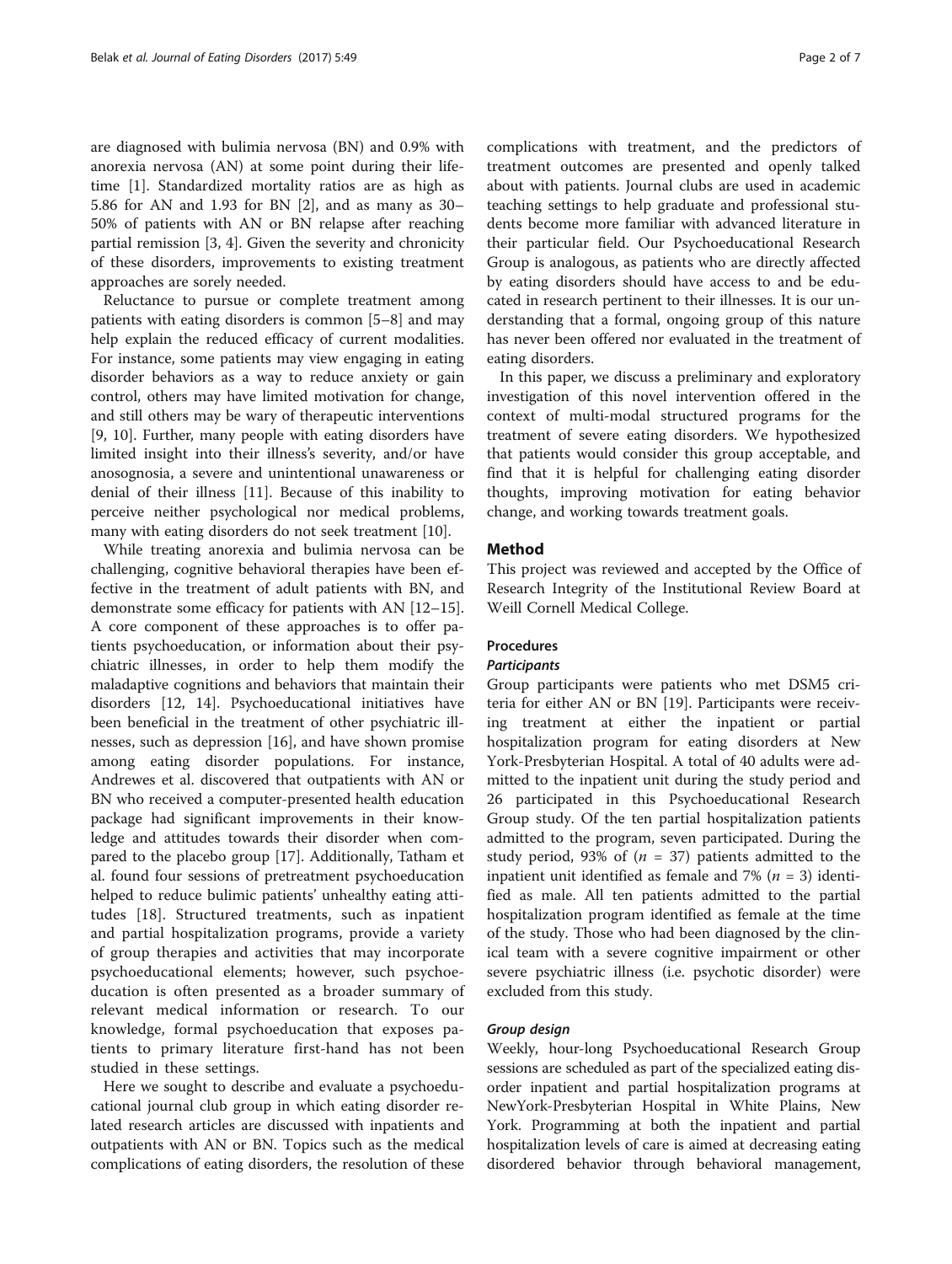are diagnosed with bulimia nervosa (BN) and 0.9% with anorexia nervosa (AN) at some point during their lifetime [1]. Standardized mortality ratios are as high as 5.86 for AN and 1.93 for BN [2], and as many as 30–50% of patients with AN or BN relapse after reaching partial remission [3, 4]. Given the severity and chronicity of these disorders, improvements to existing treatment approaches are sorely needed.

Reluctance to pursue or complete treatment among patients with eating disorders is common [5–8] and may help explain the reduced efficacy of current modalities. For instance, some patients may view engaging in eating disorder behaviors as a way to reduce anxiety or gain control, others may have limited motivation for change, and still others may be wary of therapeutic interventions [9, 10]. Further, many people with eating disorders have limited insight into their illness's severity, and/or have anosognosia, a severe and unintentional unawareness or denial of their illness [11]. Because of this inability to perceive neither psychological nor medical problems, many with eating disorders do not seek treatment [10].

While treating anorexia and bulimia nervosa can be challenging, cognitive behavioral therapies have been effective in the treatment of adult patients with BN, and demonstrate some efficacy for patients with AN [12–15]. A core component of these approaches is to offer patients psychoeducation, or information about their psychiatric illnesses, in order to help them modify the maladaptive cognitions and behaviors that maintain their disorders [12, 14]. Psychoeducational initiatives have been beneficial in the treatment of other psychiatric illnesses, such as depression [16], and have shown promise among eating disorder populations. For instance, Andrewes et al. discovered that outpatients with AN or BN who received a computer-presented health education package had significant improvements in their knowledge and attitudes towards their disorder when compared to the placebo group [17]. Additionally, Tatham et al. found four sessions of pretreatment psychoeducation helped to reduce bulimic patients' unhealthy eating attitudes [18]. Structured treatments, such as inpatient and partial hospitalization programs, provide a variety of group therapies and activities that may incorporate psychoeducational elements; however, such psychoeducation is often presented as a broader summary of relevant medical information or research. To our knowledge, formal psychoeducation that exposes patients to primary literature first-hand has not been studied in these settings.

Here we sought to describe and evaluate a psychoeducational journal club group in which eating disorder related research articles are discussed with inpatients and outpatients with AN or BN. Topics such as the medical complications of eating disorders, the resolution of these complications with treatment, and the predictors of treatment outcomes are presented and openly talked about with patients. Journal clubs are used in academic teaching settings to help graduate and professional students become more familiar with advanced literature in their particular field. Our Psychoeducational Research Group is analogous, as patients who are directly affected by eating disorders should have access to and be educated in research pertinent to their illnesses. It is our understanding that a formal, ongoing group of this nature has never been offered nor evaluated in the treatment of eating disorders.

In this paper, we discuss a preliminary and exploratory investigation of this novel intervention offered in the context of multi-modal structured programs for the treatment of severe eating disorders. We hypothesized that patients would consider this group acceptable, and find that it is helpful for challenging eating disorder thoughts, improving motivation for eating behavior change, and working towards treatment goals.

## Method

This project was reviewed and accepted by the Office of Research Integrity of the Institutional Review Board at Weill Cornell Medical College.

### Procedures

#### *Participants*

Group participants were patients who met DSM5 criteria for either AN or BN [19]. Participants were receiving treatment at either the inpatient or partial hospitalization program for eating disorders at New York-Presbyterian Hospital. A total of 40 adults were admitted to the inpatient unit during the study period and 26 participated in this Psychoeducational Research Group study. Of the ten partial hospitalization patients admitted to the program, seven participated. During the study period, 93% of ($n$ = 37) patients admitted to the inpatient unit identified as female and 7% ($n$ = 3) identified as male. All ten patients admitted to the partial hospitalization program identified as female at the time of the study. Those who had been diagnosed by the clinical team with a severe cognitive impairment or other severe psychiatric illness (i.e. psychotic disorder) were excluded from this study.

#### *Group design*

Weekly, hour-long Psychoeducational Research Group sessions are scheduled as part of the specialized eating disorder inpatient and partial hospitalization programs at NewYork-Presbyterian Hospital in White Plains, New York. Programming at both the inpatient and partial hospitalization levels of care is aimed at decreasing eating disordered behavior through behavioral management,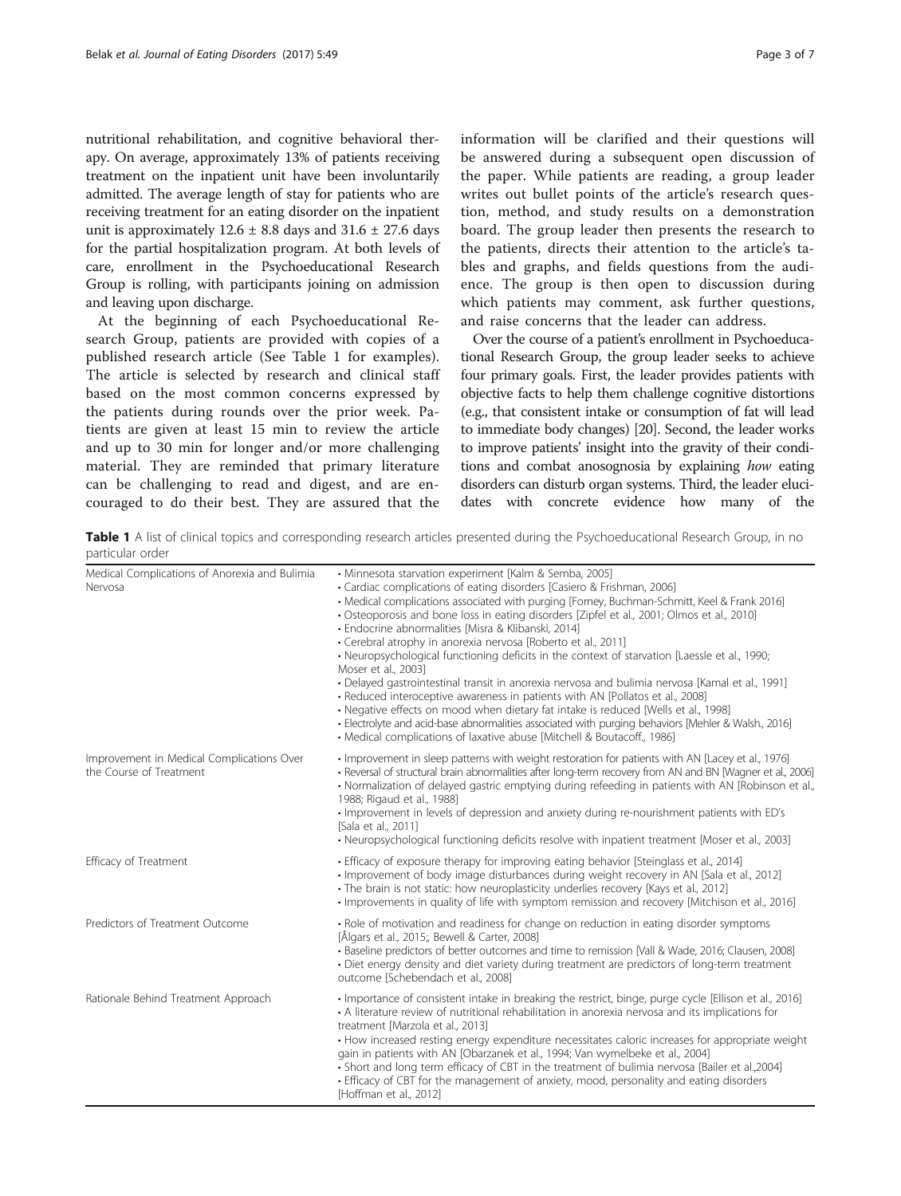nutritional rehabilitation, and cognitive behavioral therapy. On average, approximately 13% of patients receiving treatment on the inpatient unit have been involuntarily admitted. The average length of stay for patients who are receiving treatment for an eating disorder on the inpatient unit is approximately $12.6 \pm 8.8$ days and $31.6 \pm 27.6$ days for the partial hospitalization program. At both levels of care, enrollment in the Psychoeducational Research Group is rolling, with participants joining on admission and leaving upon discharge.

At the beginning of each Psychoeducational Research Group, patients are provided with copies of a published research article (See Table 1 for examples). The article is selected by research and clinical staff based on the most common concerns expressed by the patients during rounds over the prior week. Patients are given at least 15 min to review the article and up to 30 min for longer and/or more challenging material. They are reminded that primary literature can be challenging to read and digest, and are encouraged to do their best. They are assured that the information will be clarified and their questions will be answered during a subsequent open discussion of the paper. While patients are reading, a group leader writes out bullet points of the article's research question, method, and study results on a demonstration board. The group leader then presents the research to the patients, directs their attention to the article's tables and graphs, and fields questions from the audience. The group is then open to discussion during which patients may comment, ask further questions, and raise concerns that the leader can address.

Over the course of a patient's enrollment in Psychoeducational Research Group, the group leader seeks to achieve four primary goals. First, the leader provides patients with objective facts to help them challenge cognitive distortions (e.g., that consistent intake or consumption of fat will lead to immediate body changes) [20]. Second, the leader works to improve patients' insight into the gravity of their conditions and combat anosognosia by explaining *how* eating disorders can disturb organ systems. Third, the leader elucidates with concrete evidence how many of the

**Table 1** A list of clinical topics and corresponding research articles presented during the Psychoeducational Research Group, in no particular order

| Clinical topic | Research articles |
|---|---|
| Medical Complications of Anorexia and Bulimia Nervosa | • Minnesota starvation experiment [Kalm & Semba, 2005]<br>• Cardiac complications of eating disorders [Casiero & Frishman, 2006]<br>• Medical complications associated with purging [Forney, Buchman-Schmitt, Keel & Frank 2016]<br>• Osteoporosis and bone loss in eating disorders [Zipfel et al., 2001; Olmos et al., 2010]<br>• Endocrine abnormalities [Misra & Klibanski, 2014]<br>• Cerebral atrophy in anorexia nervosa [Roberto et al., 2011]<br>• Neuropsychological functioning deficits in the context of starvation [Laessle et al., 1990; Moser et al., 2003]<br>• Delayed gastrointestinal transit in anorexia nervosa and bulimia nervosa [Kamal et al., 1991]<br>• Reduced interoceptive awareness in patients with AN [Pollatos et al., 2008]<br>• Negative effects on mood when dietary fat intake is reduced [Wells et al., 1998]<br>• Electrolyte and acid-base abnormalities associated with purging behaviors [Mehler & Walsh., 2016]<br>• Medical complications of laxative abuse [Mitchell & Boutacoff., 1986] |
| Improvement in Medical Complications Over the Course of Treatment | • Improvement in sleep patterns with weight restoration for patients with AN [Lacey et al., 1976]<br>• Reversal of structural brain abnormalities after long-term recovery from AN and BN [Wagner et al., 2006]<br>• Normalization of delayed gastric emptying during refeeding in patients with AN [Robinson et al., 1988; Rigaud et al., 1988]<br>• Improvement in levels of depression and anxiety during re-nourishment patients with ED's [Sala et al., 2011]<br>• Neuropsychological functioning deficits resolve with inpatient treatment [Moser et al., 2003] |
| Efficacy of Treatment | • Efficacy of exposure therapy for improving eating behavior [Steinglass et al., 2014]<br>• Improvement of body image disturbances during weight recovery in AN [Sala et al., 2012]<br>• The brain is not static: how neuroplasticity underlies recovery [Kays et al., 2012]<br>• Improvements in quality of life with symptom remission and recovery [Mitchison et al., 2016] |
| Predictors of Treatment Outcome | • Role of motivation and readiness for change on reduction in eating disorder symptoms [Ålgars et al., 2015;, Bewell & Carter, 2008]<br>• Baseline predictors of better outcomes and time to remission [Vall & Wade, 2016; Clausen, 2008]<br>• Diet energy density and diet variety during treatment are predictors of long-term treatment outcome [Schebendach et al., 2008] |
| Rationale Behind Treatment Approach | • Importance of consistent intake in breaking the restrict, binge, purge cycle [Ellison et al., 2016]<br>• A literature review of nutritional rehabilitation in anorexia nervosa and its implications for treatment [Marzola et al., 2013]<br>• How increased resting energy expenditure necessitates caloric increases for appropriate weight gain in patients with AN [Obarzanek et al., 1994; Van wymelbeke et al., 2004]<br>• Short and long term efficacy of CBT in the treatment of bulimia nervosa [Bailer et al.,2004]<br>• Efficacy of CBT for the management of anxiety, mood, personality and eating disorders [Hoffman et al., 2012] |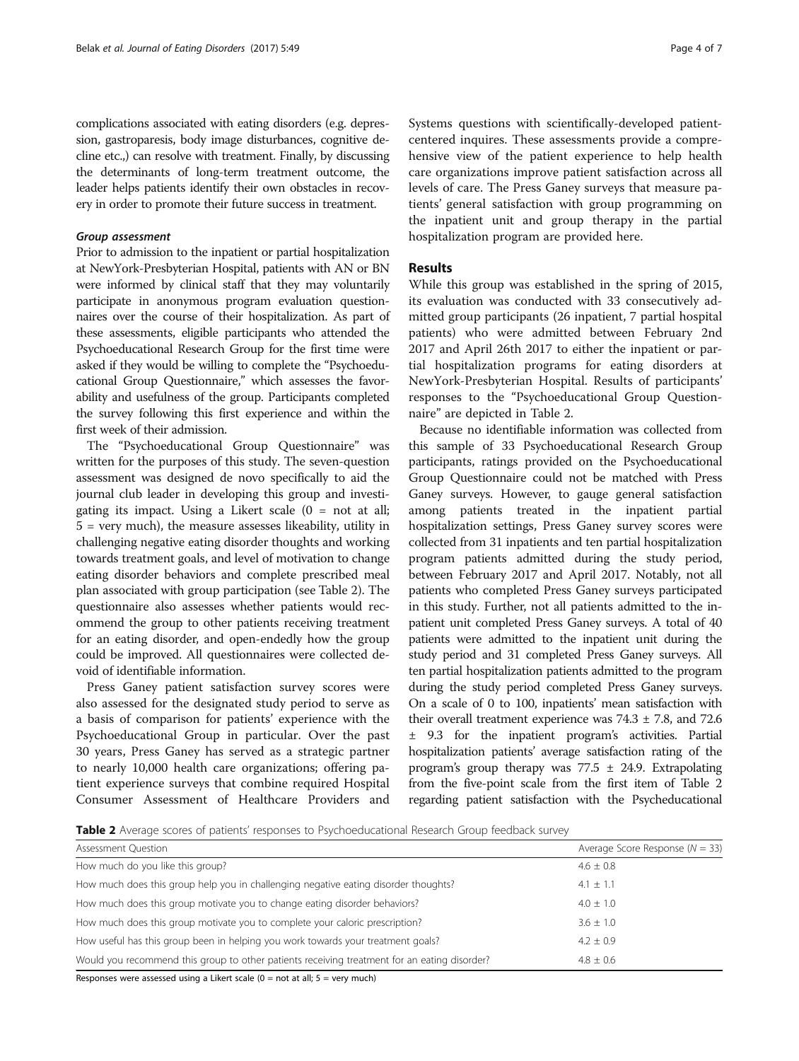complications associated with eating disorders (e.g. depression, gastroparesis, body image disturbances, cognitive decline etc.,) can resolve with treatment. Finally, by discussing the determinants of long-term treatment outcome, the leader helps patients identify their own obstacles in recovery in order to promote their future success in treatment.

#### *Group assessment*

Prior to admission to the inpatient or partial hospitalization at NewYork-Presbyterian Hospital, patients with AN or BN were informed by clinical staff that they may voluntarily participate in anonymous program evaluation questionnaires over the course of their hospitalization. As part of these assessments, eligible participants who attended the Psychoeducational Research Group for the first time were asked if they would be willing to complete the "Psychoeducational Group Questionnaire," which assesses the favorability and usefulness of the group. Participants completed the survey following this first experience and within the first week of their admission.

The "Psychoeducational Group Questionnaire" was written for the purposes of this study. The seven-question assessment was designed de novo specifically to aid the journal club leader in developing this group and investigating its impact. Using a Likert scale (0 = not at all; 5 = very much), the measure assesses likeability, utility in challenging negative eating disorder thoughts and working towards treatment goals, and level of motivation to change eating disorder behaviors and complete prescribed meal plan associated with group participation (see Table 2). The questionnaire also assesses whether patients would recommend the group to other patients receiving treatment for an eating disorder, and open-endedly how the group could be improved. All questionnaires were collected devoid of identifiable information.

Press Ganey patient satisfaction survey scores were also assessed for the designated study period to serve as a basis of comparison for patients' experience with the Psychoeducational Group in particular. Over the past 30 years, Press Ganey has served as a strategic partner to nearly 10,000 health care organizations; offering patient experience surveys that combine required Hospital Consumer Assessment of Healthcare Providers and Systems questions with scientifically-developed patient-centered inquires. These assessments provide a comprehensive view of the patient experience to help health care organizations improve patient satisfaction across all levels of care. The Press Ganey surveys that measure patients' general satisfaction with group programming on the inpatient unit and group therapy in the partial hospitalization program are provided here.

## Results

While this group was established in the spring of 2015, its evaluation was conducted with 33 consecutively admitted group participants (26 inpatient, 7 partial hospital patients) who were admitted between February 2nd 2017 and April 26th 2017 to either the inpatient or partial hospitalization programs for eating disorders at NewYork-Presbyterian Hospital. Results of participants' responses to the "Psychoeducational Group Questionnaire" are depicted in Table 2.

Because no identifiable information was collected from this sample of 33 Psychoeducational Research Group participants, ratings provided on the Psychoeducational Group Questionnaire could not be matched with Press Ganey surveys. However, to gauge general satisfaction among patients treated in the inpatient partial hospitalization settings, Press Ganey survey scores were collected from 31 inpatients and ten partial hospitalization program patients admitted during the study period, between February 2017 and April 2017. Notably, not all patients who completed Press Ganey surveys participated in this study. Further, not all patients admitted to the inpatient unit completed Press Ganey surveys. A total of 40 patients were admitted to the inpatient unit during the study period and 31 completed Press Ganey surveys. All ten partial hospitalization patients admitted to the program during the study period completed Press Ganey surveys. On a scale of 0 to 100, inpatients' mean satisfaction with their overall treatment experience was 74.3 ± 7.8, and 72.6 ± 9.3 for the inpatient program's activities. Partial hospitalization patients' average satisfaction rating of the program's group therapy was 77.5 ± 24.9. Extrapolating from the five-point scale from the first item of Table 2 regarding patient satisfaction with the Psycheducational

**Table 2** Average scores of patients' responses to Psychoeducational Research Group feedback survey

| Assessment Question | Average Score Response ($N$ = 33) |
|---|---|
| How much do you like this group? | 4.6 ± 0.8 |
| How much does this group help you in challenging negative eating disorder thoughts? | 4.1 ± 1.1 |
| How much does this group motivate you to change eating disorder behaviors? | 4.0 ± 1.0 |
| How much does this group motivate you to complete your caloric prescription? | 3.6 ± 1.0 |
| How useful has this group been in helping you work towards your treatment goals? | 4.2 ± 0.9 |
| Would you recommend this group to other patients receiving treatment for an eating disorder? | 4.8 ± 0.6 |

Responses were assessed using a Likert scale (0 = not at all; 5 = very much)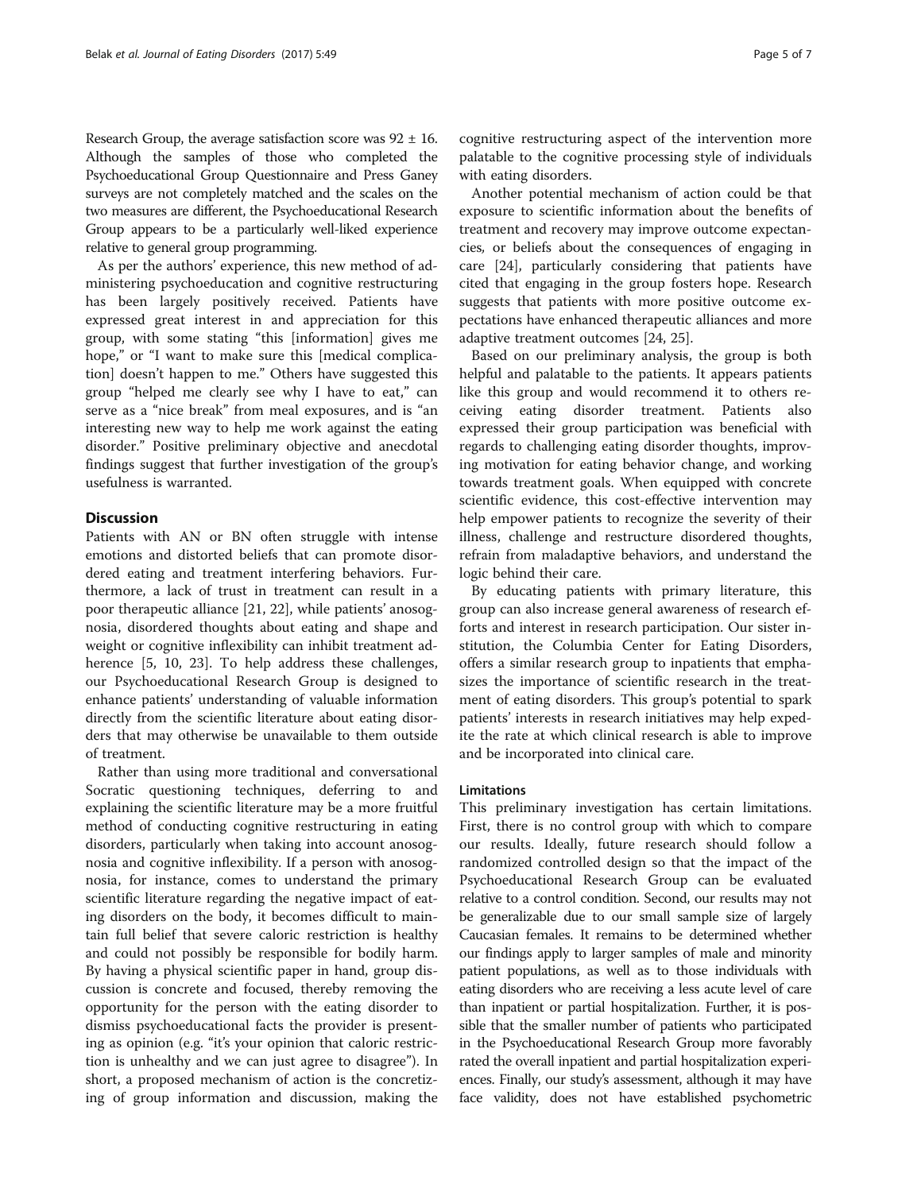Research Group, the average satisfaction score was $92 \pm 16$. Although the samples of those who completed the Psychoeducational Group Questionnaire and Press Ganey surveys are not completely matched and the scales on the two measures are different, the Psychoeducational Research Group appears to be a particularly well-liked experience relative to general group programming.

As per the authors' experience, this new method of administering psychoeducation and cognitive restructuring has been largely positively received. Patients have expressed great interest in and appreciation for this group, with some stating "this [information] gives me hope," or "I want to make sure this [medical complication] doesn't happen to me." Others have suggested this group "helped me clearly see why I have to eat," can serve as a "nice break" from meal exposures, and is "an interesting new way to help me work against the eating disorder." Positive preliminary objective and anecdotal findings suggest that further investigation of the group's usefulness is warranted.

## Discussion

Patients with AN or BN often struggle with intense emotions and distorted beliefs that can promote disordered eating and treatment interfering behaviors. Furthermore, a lack of trust in treatment can result in a poor therapeutic alliance [21, 22], while patients' anosognosia, disordered thoughts about eating and shape and weight or cognitive inflexibility can inhibit treatment adherence [5, 10, 23]. To help address these challenges, our Psychoeducational Research Group is designed to enhance patients' understanding of valuable information directly from the scientific literature about eating disorders that may otherwise be unavailable to them outside of treatment.

Rather than using more traditional and conversational Socratic questioning techniques, deferring to and explaining the scientific literature may be a more fruitful method of conducting cognitive restructuring in eating disorders, particularly when taking into account anosognosia and cognitive inflexibility. If a person with anosognosia, for instance, comes to understand the primary scientific literature regarding the negative impact of eating disorders on the body, it becomes difficult to maintain full belief that severe caloric restriction is healthy and could not possibly be responsible for bodily harm. By having a physical scientific paper in hand, group discussion is concrete and focused, thereby removing the opportunity for the person with the eating disorder to dismiss psychoeducational facts the provider is presenting as opinion (e.g. "it's your opinion that caloric restriction is unhealthy and we can just agree to disagree"). In short, a proposed mechanism of action is the concretizing of group information and discussion, making the cognitive restructuring aspect of the intervention more palatable to the cognitive processing style of individuals with eating disorders.

Another potential mechanism of action could be that exposure to scientific information about the benefits of treatment and recovery may improve outcome expectancies, or beliefs about the consequences of engaging in care [24], particularly considering that patients have cited that engaging in the group fosters hope. Research suggests that patients with more positive outcome expectations have enhanced therapeutic alliances and more adaptive treatment outcomes [24, 25].

Based on our preliminary analysis, the group is both helpful and palatable to the patients. It appears patients like this group and would recommend it to others receiving eating disorder treatment. Patients also expressed their group participation was beneficial with regards to challenging eating disorder thoughts, improving motivation for eating behavior change, and working towards treatment goals. When equipped with concrete scientific evidence, this cost-effective intervention may help empower patients to recognize the severity of their illness, challenge and restructure disordered thoughts, refrain from maladaptive behaviors, and understand the logic behind their care.

By educating patients with primary literature, this group can also increase general awareness of research efforts and interest in research participation. Our sister institution, the Columbia Center for Eating Disorders, offers a similar research group to inpatients that emphasizes the importance of scientific research in the treatment of eating disorders. This group's potential to spark patients' interests in research initiatives may help expedite the rate at which clinical research is able to improve and be incorporated into clinical care.

### Limitations

This preliminary investigation has certain limitations. First, there is no control group with which to compare our results. Ideally, future research should follow a randomized controlled design so that the impact of the Psychoeducational Research Group can be evaluated relative to a control condition. Second, our results may not be generalizable due to our small sample size of largely Caucasian females. It remains to be determined whether our findings apply to larger samples of male and minority patient populations, as well as to those individuals with eating disorders who are receiving a less acute level of care than inpatient or partial hospitalization. Further, it is possible that the smaller number of patients who participated in the Psychoeducational Research Group more favorably rated the overall inpatient and partial hospitalization experiences. Finally, our study's assessment, although it may have face validity, does not have established psychometric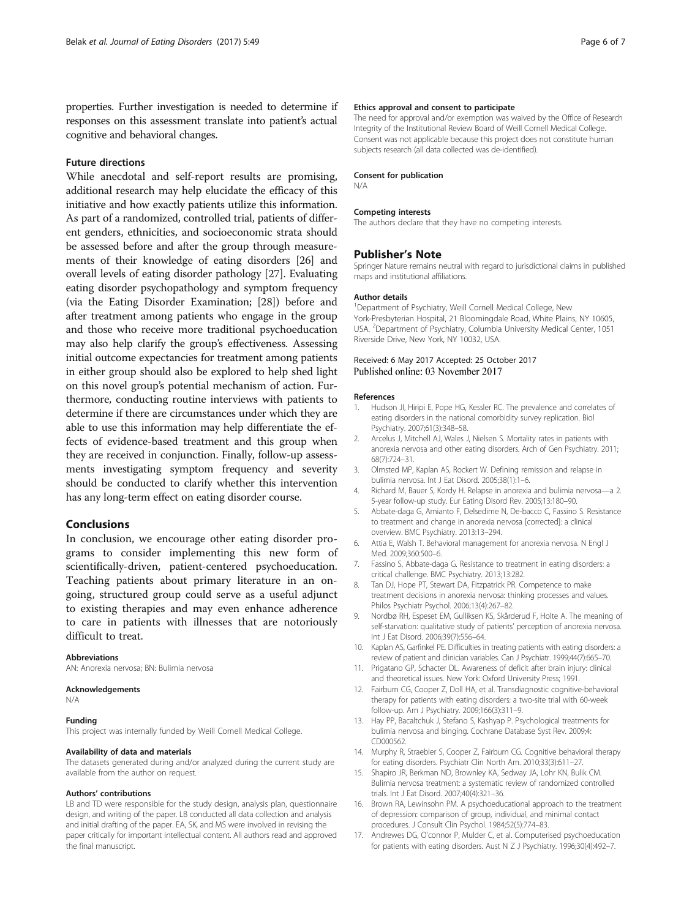properties. Further investigation is needed to determine if responses on this assessment translate into patient's actual cognitive and behavioral changes.

### Future directions

While anecdotal and self-report results are promising, additional research may help elucidate the efficacy of this initiative and how exactly patients utilize this information. As part of a randomized, controlled trial, patients of different genders, ethnicities, and socioeconomic strata should be assessed before and after the group through measurements of their knowledge of eating disorders [26] and overall levels of eating disorder pathology [27]. Evaluating eating disorder psychopathology and symptom frequency (via the Eating Disorder Examination; [28]) before and after treatment among patients who engage in the group and those who receive more traditional psychoeducation may also help clarify the group's effectiveness. Assessing initial outcome expectancies for treatment among patients in either group should also be explored to help shed light on this novel group's potential mechanism of action. Furthermore, conducting routine interviews with patients to determine if there are circumstances under which they are able to use this information may help differentiate the effects of evidence-based treatment and this group when they are received in conjunction. Finally, follow-up assessments investigating symptom frequency and severity should be conducted to clarify whether this intervention has any long-term effect on eating disorder course.

## Conclusions

In conclusion, we encourage other eating disorder programs to consider implementing this new form of scientifically-driven, patient-centered psychoeducation. Teaching patients about primary literature in an ongoing, structured group could serve as a useful adjunct to existing therapies and may even enhance adherence to care in patients with illnesses that are notoriously difficult to treat.

#### Abbreviations

AN: Anorexia nervosa; BN: Bulimia nervosa

#### Acknowledgements

N/A

#### Funding

This project was internally funded by Weill Cornell Medical College.

#### Availability of data and materials

The datasets generated during and/or analyzed during the current study are available from the author on request.

#### Authors' contributions

LB and TD were responsible for the study design, analysis plan, questionnaire design, and writing of the paper. LB conducted all data collection and analysis and initial drafting of the paper. EA, SK, and MS were involved in revising the paper critically for important intellectual content. All authors read and approved the final manuscript.

#### Ethics approval and consent to participate

The need for approval and/or exemption was waived by the Office of Research Integrity of the Institutional Review Board of Weill Cornell Medical College. Consent was not applicable because this project does not constitute human subjects research (all data collected was de-identified).

#### Consent for publication

N/A

#### Competing interests

The authors declare that they have no competing interests.

## Publisher's Note

Springer Nature remains neutral with regard to jurisdictional claims in published maps and institutional affiliations.

#### Author details

[1]Department of Psychiatry, Weill Cornell Medical College, New York-Presbyterian Hospital, 21 Bloomingdale Road, White Plains, NY 10605, USA. [2]Department of Psychiatry, Columbia University Medical Center, 1051 Riverside Drive, New York, NY 10032, USA.

Received: 6 May 2017 Accepted: 25 October 2017
Published online: 03 November 2017

#### References

1. Hudson JI, Hiripi E, Pope HG, Kessler RC. The prevalence and correlates of eating disorders in the national comorbidity survey replication. Biol Psychiatry. 2007;61(3):348–58.
2. Arcelus J, Mitchell AJ, Wales J, Nielsen S. Mortality rates in patients with anorexia nervosa and other eating disorders. Arch of Gen Psychiatry. 2011; 68(7):724–31.
3. Olmsted MP, Kaplan AS, Rockert W. Defining remission and relapse in bulimia nervosa. Int J Eat Disord. 2005;38(1):1–6.
4. Richard M, Bauer S, Kordy H. Relapse in anorexia and bulimia nervosa—a 2. 5-year follow-up study. Eur Eating Disord Rev. 2005;13:180–90.
5. Abbate-daga G, Amianto F, Delsedime N, De-bacco C, Fassino S. Resistance to treatment and change in anorexia nervosa [corrected]: a clinical overview. BMC Psychiatry. 2013:13–294.
6. Attia E, Walsh T. Behavioral management for anorexia nervosa. N Engl J Med. 2009;360:500–6.
7. Fassino S, Abbate-daga G. Resistance to treatment in eating disorders: a critical challenge. BMC Psychiatry. 2013;13:282.
8. Tan DJ, Hope PT, Stewart DA, Fitzpatrick PR. Competence to make treatment decisions in anorexia nervosa: thinking processes and values. Philos Psychiatr Psychol. 2006;13(4):267–82.
9. Nordbø RH, Espeset EM, Gulliksen KS, Skårderud F, Holte A. The meaning of self-starvation: qualitative study of patients' perception of anorexia nervosa. Int J Eat Disord. 2006;39(7):556–64.
10. Kaplan AS, Garfinkel PE. Difficulties in treating patients with eating disorders: a review of patient and clinician variables. Can J Psychiatr. 1999;44(7):665–70.
11. Prigatano GP, Schacter DL. Awareness of deficit after brain injury: clinical and theoretical issues. New York: Oxford University Press; 1991.
12. Fairburn CG, Cooper Z, Doll HA, et al. Transdiagnostic cognitive-behavioral therapy for patients with eating disorders: a two-site trial with 60-week follow-up. Am J Psychiatry. 2009;166(3):311–9.
13. Hay PP, Bacaltchuk J, Stefano S, Kashyap P. Psychological treatments for bulimia nervosa and binging. Cochrane Database Syst Rev. 2009;4: CD000562.
14. Murphy R, Straebler S, Cooper Z, Fairburn CG. Cognitive behavioral therapy for eating disorders. Psychiatr Clin North Am. 2010;33(3):611–27.
15. Shapiro JR, Berkman ND, Brownley KA, Sedway JA, Lohr KN, Bulik CM. Bulimia nervosa treatment: a systematic review of randomized controlled trials. Int J Eat Disord. 2007;40(4):321–36.
16. Brown RA, Lewinsohn PM. A psychoeducational approach to the treatment of depression: comparison of group, individual, and minimal contact procedures. J Consult Clin Psychol. 1984;52(5):774–83.
17. Andrewes DG, O'connor P, Mulder C, et al. Computerised psychoeducation for patients with eating disorders. Aust N Z J Psychiatry. 1996;30(4):492–7.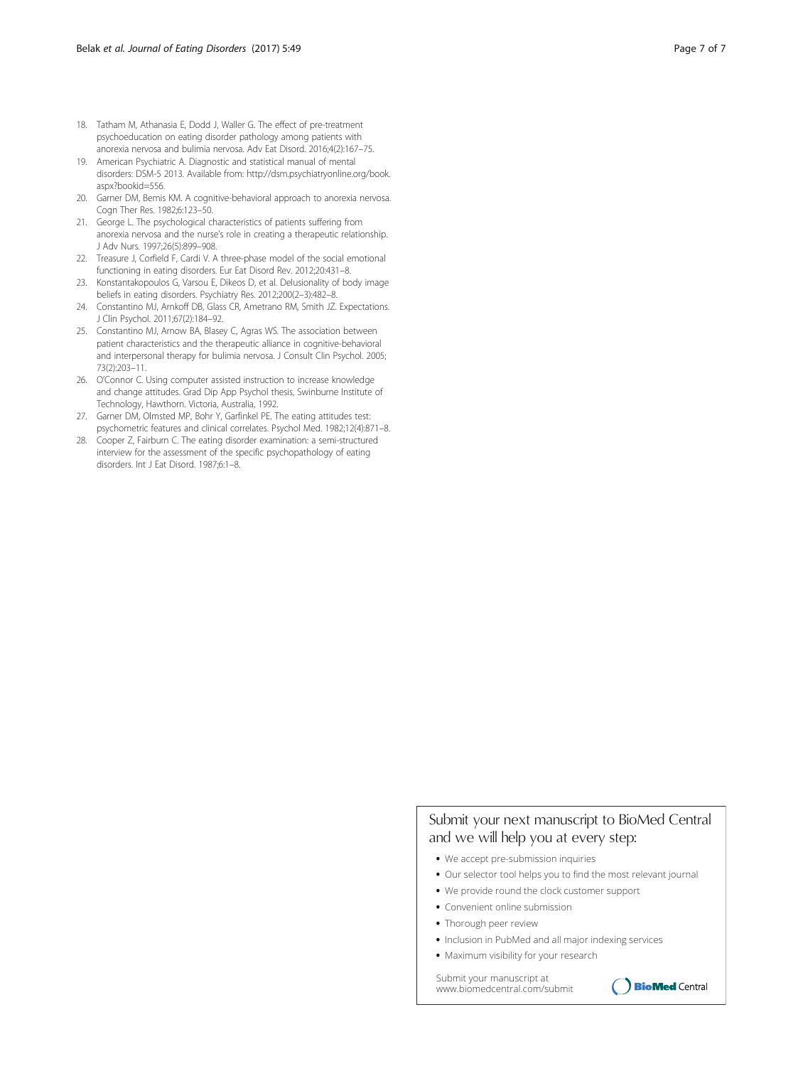18. Tatham M, Athanasia E, Dodd J, Waller G. The effect of pre-treatment psychoeducation on eating disorder pathology among patients with anorexia nervosa and bulimia nervosa. Adv Eat Disord. 2016;4(2):167–75.
19. American Psychiatric A. Diagnostic and statistical manual of mental disorders: DSM-5 2013. Available from: http://dsm.psychiatryonline.org/book.aspx?bookid=556.
20. Garner DM, Bemis KM. A cognitive-behavioral approach to anorexia nervosa. Cogn Ther Res. 1982;6:123–50.
21. George L. The psychological characteristics of patients suffering from anorexia nervosa and the nurse's role in creating a therapeutic relationship. J Adv Nurs. 1997;26(5):899–908.
22. Treasure J, Corfield F, Cardi V. A three-phase model of the social emotional functioning in eating disorders. Eur Eat Disord Rev. 2012;20:431–8.
23. Konstantakopoulos G, Varsou E, Dikeos D, et al. Delusionality of body image beliefs in eating disorders. Psychiatry Res. 2012;200(2–3):482–8.
24. Constantino MJ, Arnkoff DB, Glass CR, Ametrano RM, Smith JZ. Expectations. J Clin Psychol. 2011;67(2):184–92.
25. Constantino MJ, Arnow BA, Blasey C, Agras WS. The association between patient characteristics and the therapeutic alliance in cognitive-behavioral and interpersonal therapy for bulimia nervosa. J Consult Clin Psychol. 2005; 73(2):203–11.
26. O'Connor C. Using computer assisted instruction to increase knowledge and change attitudes. Grad Dip App Psychol thesis, Swinburne Institute of Technology, Hawthorn. Victoria, Australia, 1992.
27. Garner DM, Olmsted MP, Bohr Y, Garfinkel PE. The eating attitudes test: psychometric features and clinical correlates. Psychol Med. 1982;12(4):871–8.
28. Cooper Z, Fairburn C. The eating disorder examination: a semi-structured interview for the assessment of the specific psychopathology of eating disorders. Int J Eat Disord. 1987;6:1–8.

Submit your next manuscript to BioMed Central and we will help you at every step:

- We accept pre-submission inquiries
- Our selector tool helps you to find the most relevant journal
- We provide round the clock customer support
- Convenient online submission
- Thorough peer review
- Inclusion in PubMed and all major indexing services
- Maximum visibility for your research

Submit your manuscript at www.biomedcentral.com/submit

BioMed Central